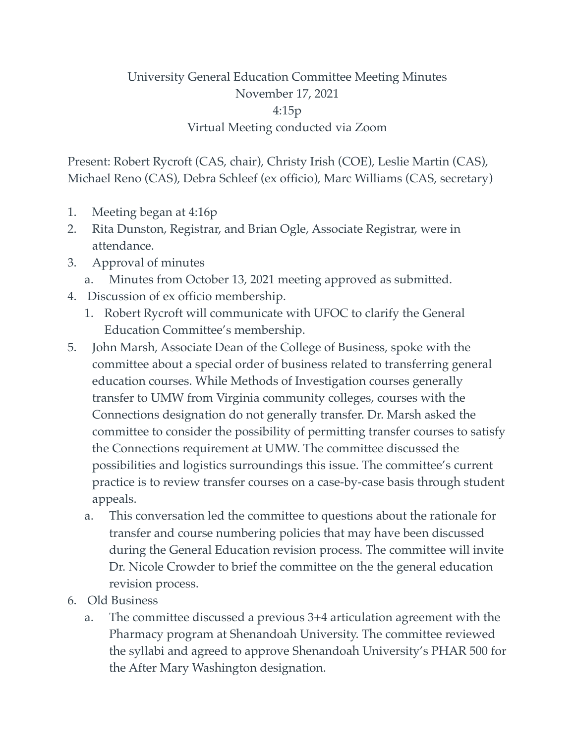# University General Education Committee Meeting Minutes

November 17, 2021

4:15p

Virtual Meeting conducted via Zoom

Present: Robert Rycroft (CAS, chair), Christy Irish (COE), Leslie Martin (CAS), Michael Reno (CAS), Debra Schleef (ex officio), Marc Williams (CAS, secretary)

1. Meeting began at 4:16p
2. Rita Dunston, Registrar, and Brian Ogle, Associate Registrar, were in attendance.
3. Approval of minutes
   a. Minutes from October 13, 2021 meeting approved as submitted.
4. Discussion of ex officio membership.
   1. Robert Rycroft will communicate with UFOC to clarify the General Education Committee's membership.
5. John Marsh, Associate Dean of the College of Business, spoke with the committee about a special order of business related to transferring general education courses. While Methods of Investigation courses generally transfer to UMW from Virginia community colleges, courses with the Connections designation do not generally transfer. Dr. Marsh asked the committee to consider the possibility of permitting transfer courses to satisfy the Connections requirement at UMW. The committee discussed the possibilities and logistics surroundings this issue. The committee's current practice is to review transfer courses on a case-by-case basis through student appeals.
   a. This conversation led the committee to questions about the rationale for transfer and course numbering policies that may have been discussed during the General Education revision process. The committee will invite Dr. Nicole Crowder to brief the committee on the the general education revision process.
6. Old Business
   a. The committee discussed a previous 3+4 articulation agreement with the Pharmacy program at Shenandoah University. The committee reviewed the syllabi and agreed to approve Shenandoah University's PHAR 500 for the After Mary Washington designation.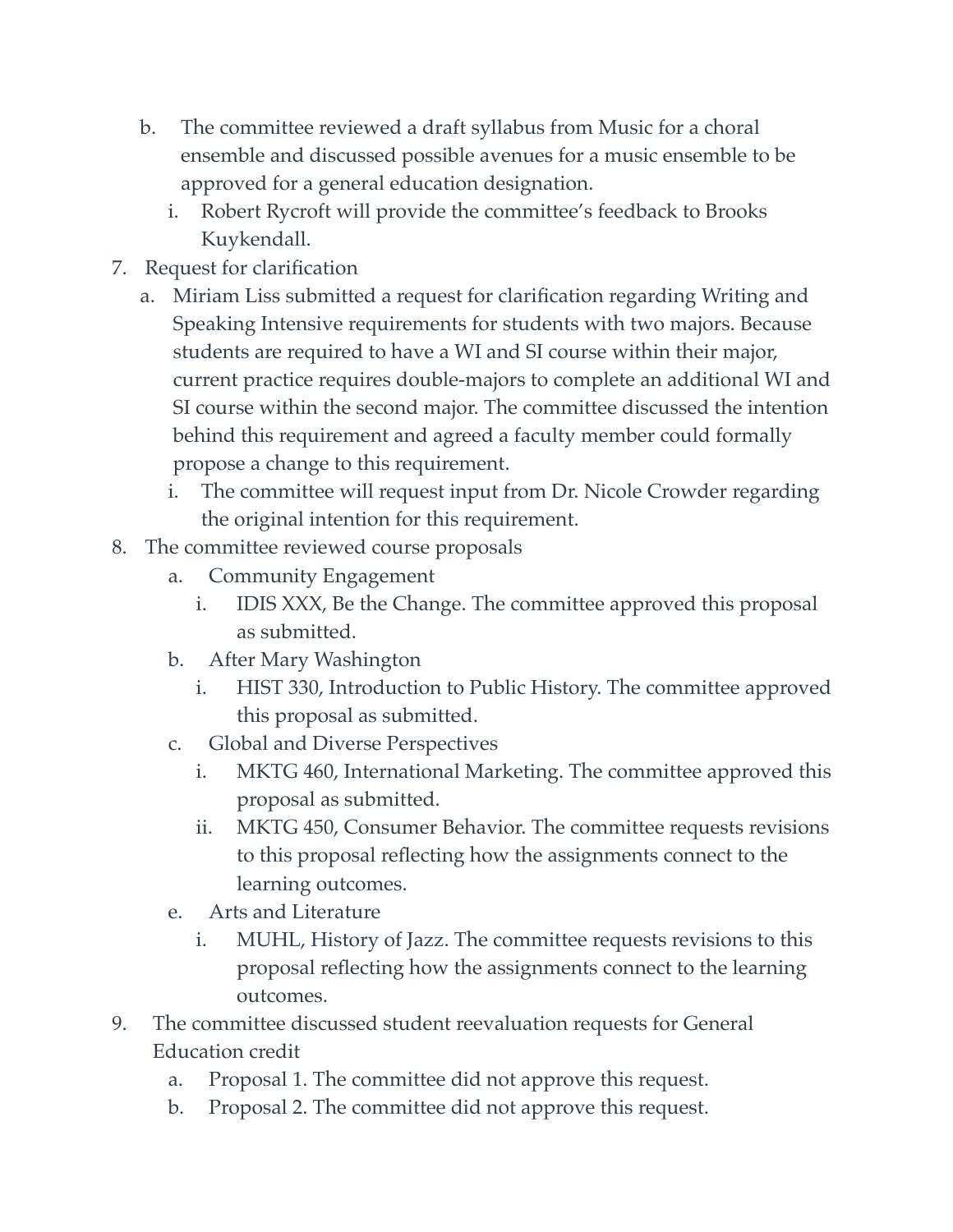b. The committee reviewed a draft syllabus from Music for a choral ensemble and discussed possible avenues for a music ensemble to be approved for a general education designation.
      i. Robert Rycroft will provide the committee's feedback to Brooks Kuykendall.
7. Request for clarification
   a. Miriam Liss submitted a request for clarification regarding Writing and Speaking Intensive requirements for students with two majors. Because students are required to have a WI and SI course within their major, current practice requires double-majors to complete an additional WI and SI course within the second major. The committee discussed the intention behind this requirement and agreed a faculty member could formally propose a change to this requirement.
      i. The committee will request input from Dr. Nicole Crowder regarding the original intention for this requirement.
8. The committee reviewed course proposals
   a. Community Engagement
      i. IDIS XXX, Be the Change. The committee approved this proposal as submitted.
   b. After Mary Washington
      i. HIST 330, Introduction to Public History. The committee approved this proposal as submitted.
   c. Global and Diverse Perspectives
      i. MKTG 460, International Marketing. The committee approved this proposal as submitted.
      ii. MKTG 450, Consumer Behavior. The committee requests revisions to this proposal reflecting how the assignments connect to the learning outcomes.
   e. Arts and Literature
      i. MUHL, History of Jazz. The committee requests revisions to this proposal reflecting how the assignments connect to the learning outcomes.
9. The committee discussed student reevaluation requests for General Education credit
   a. Proposal 1. The committee did not approve this request.
   b. Proposal 2. The committee did not approve this request.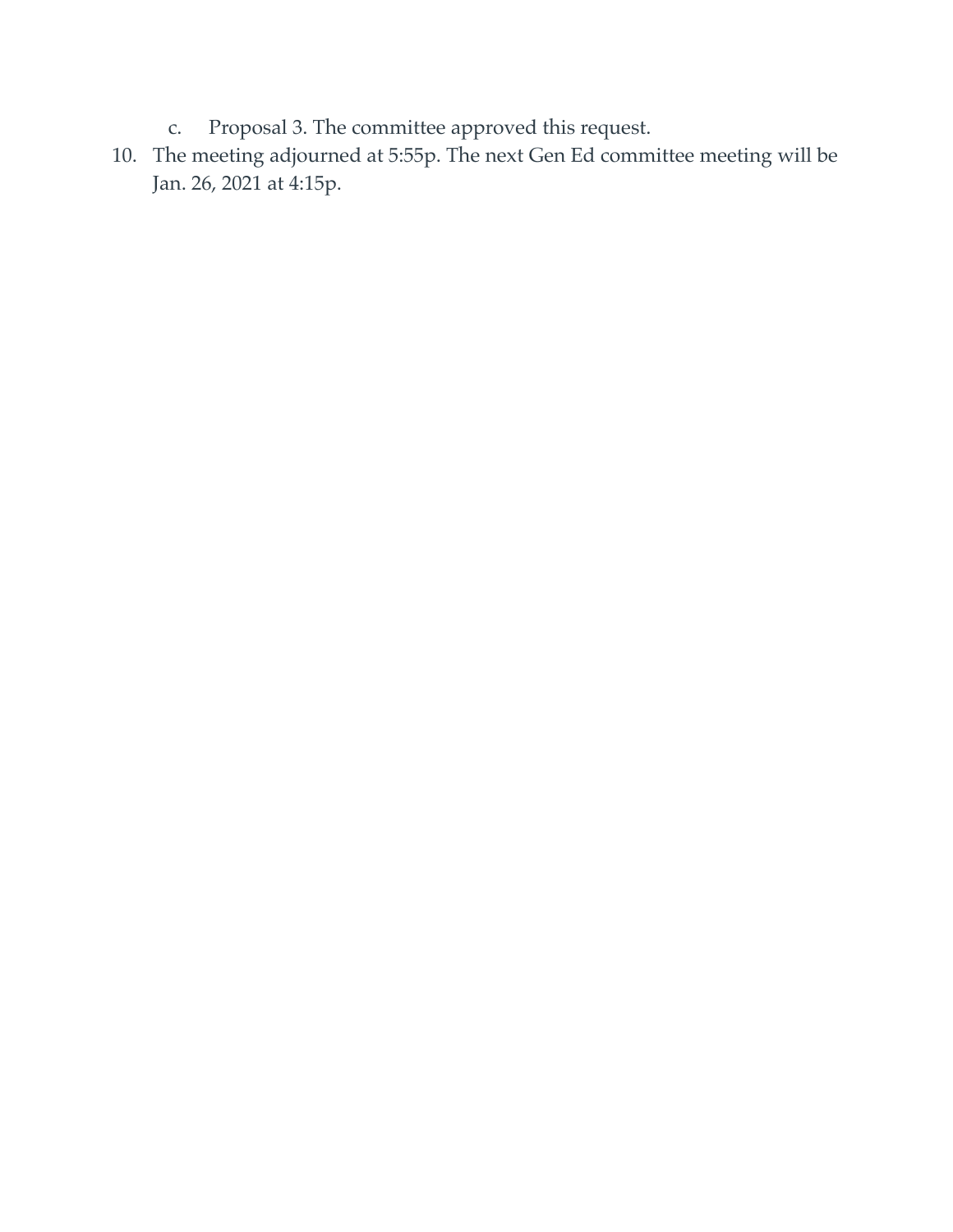c. Proposal 3. The committee approved this request.

10. The meeting adjourned at 5:55p. The next Gen Ed committee meeting will be Jan. 26, 2021 at 4:15p.